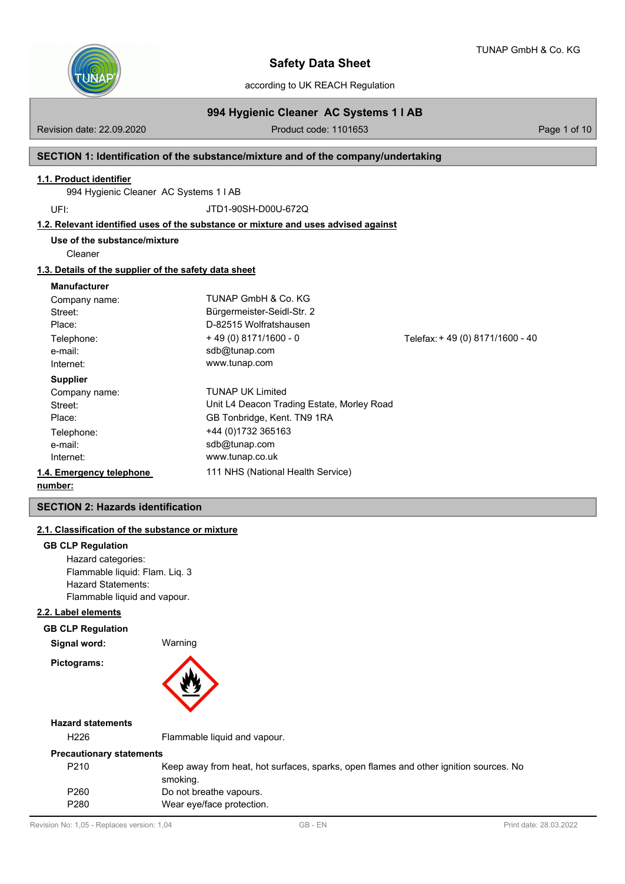# Safety Data Sheet

according to UK REACH Regulation

TUNAP GmbH & Co. KG

**994 Hygienic Cleaner AC Systems 1 l AB**

Revision date: 22.09.2020 | Product code: 1101653

## SECTION 1: Identification of the substance/mixture and of the company/undertaking

### 1.1. Product identifier

994 Hygienic Cleaner AC Systems 1 l AB

UFI: JTD1-90SH-D00U-672Q

### 1.2. Relevant identified uses of the substance or mixture and uses advised against

**Use of the substance/mixture**

Cleaner

### 1.3. Details of the supplier of the safety data sheet

**Manufacturer**

| | | |
|---|---|---|
| Company name: | TUNAP GmbH & Co. KG | |
| Street: | Bürgermeister-Seidl-Str. 2 | |
| Place: | D-82515 Wolfratshausen | |
| Telephone: | + 49 (0) 8171/1600 - 0 | Telefax: + 49 (0) 8171/1600 - 40 |
| e-mail: | sdb@tunap.com | |
| Internet: | www.tunap.com | |

**Supplier**

| | |
|---|---|
| Company name: | TUNAP UK Limited |
| Street: | Unit L4 Deacon Trading Estate, Morley Road |
| Place: | GB Tonbridge, Kent. TN9 1RA |
| Telephone: | +44 (0)1732 365163 |
| e-mail: | sdb@tunap.com |
| Internet: | www.tunap.co.uk |

### 1.4. Emergency telephone number:

111 NHS (National Health Service)

## SECTION 2: Hazards identification

### 2.1. Classification of the substance or mixture

**GB CLP Regulation**

Hazard categories:
Flammable liquid: Flam. Liq. 3
Hazard Statements:
Flammable liquid and vapour.

### 2.2. Label elements

**GB CLP Regulation**

**Signal word:** Warning

**Pictograms:**

**Hazard statements**

| | |
|---|---|
| H226 | Flammable liquid and vapour. |

**Precautionary statements**

| | |
|---|---|
| P210 | Keep away from heat, hot surfaces, sparks, open flames and other ignition sources. No smoking. |
| P260 | Do not breathe vapours. |
| P280 | Wear eye/face protection. |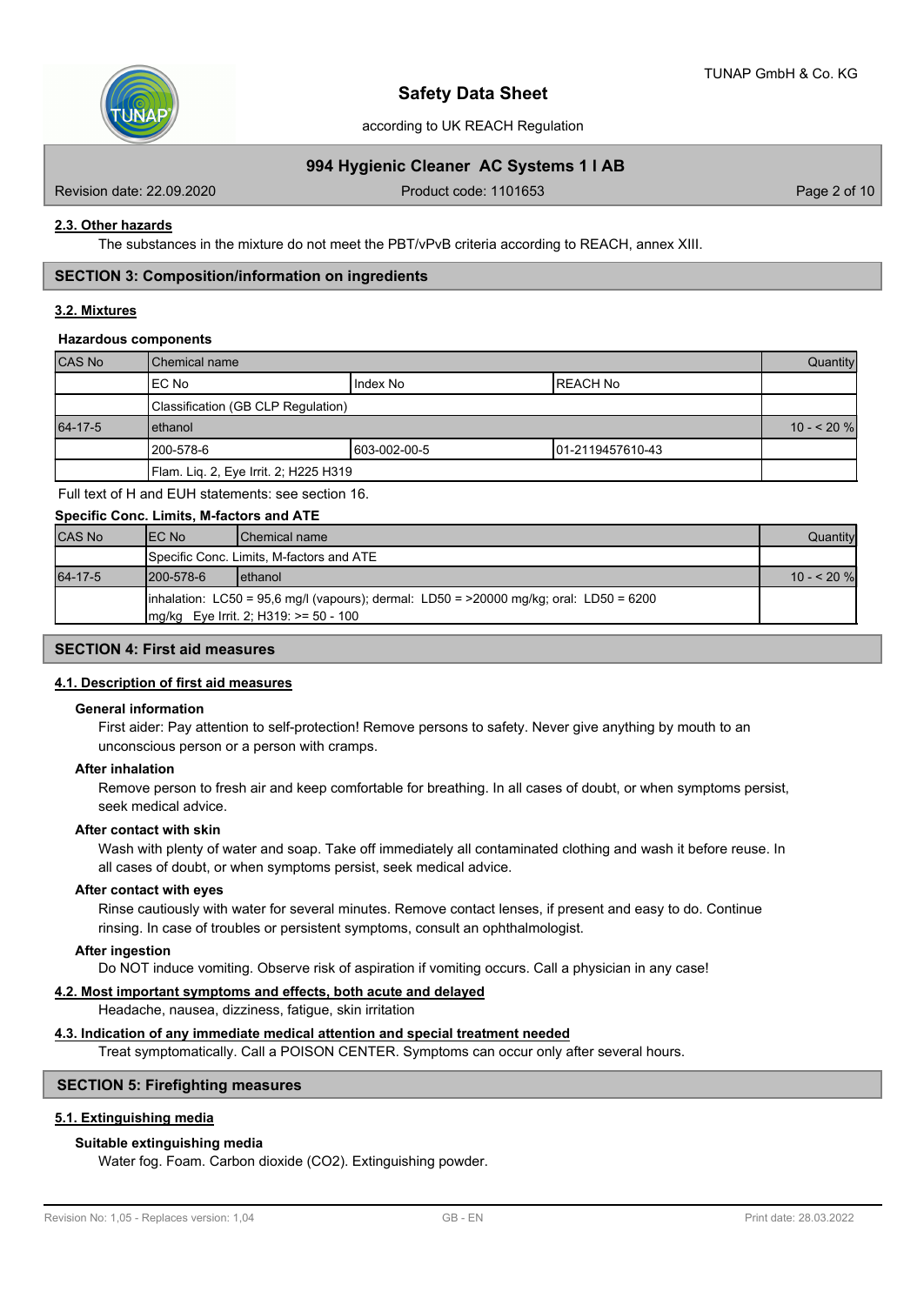### 2.3. Other hazards

The substances in the mixture do not meet the PBT/vPvB criteria according to REACH, annex XIII.

## SECTION 3: Composition/information on ingredients

### 3.2. Mixtures

**Hazardous components**

| CAS No | Chemical name | | | Quantity |
|---|---|---|---|---|
| | EC No | Index No | REACH No | |
| | Classification (GB CLP Regulation) | | | |
| 64-17-5 | ethanol | | | 10 - < 20 % |
| | 200-578-6 | 603-002-00-5 | 01-2119457610-43 | |
| | Flam. Liq. 2, Eye Irrit. 2; H225 H319 | | | |

Full text of H and EUH statements: see section 16.

**Specific Conc. Limits, M-factors and ATE**

| CAS No | EC No | Chemical name | Quantity |
|---|---|---|---|
| | Specific Conc. Limits, M-factors and ATE | | |
| 64-17-5 | 200-578-6 | ethanol | 10 - < 20 % |
| | inhalation: LC50 = 95,6 mg/l (vapours); dermal: LD50 = >20000 mg/kg; oral: LD50 = 6200 mg/kg Eye Irrit. 2; H319: >= 50 - 100 | | |

## SECTION 4: First aid measures

### 4.1. Description of first aid measures

**General information**

First aider: Pay attention to self-protection! Remove persons to safety. Never give anything by mouth to an unconscious person or a person with cramps.

**After inhalation**

Remove person to fresh air and keep comfortable for breathing. In all cases of doubt, or when symptoms persist, seek medical advice.

**After contact with skin**

Wash with plenty of water and soap. Take off immediately all contaminated clothing and wash it before reuse. In all cases of doubt, or when symptoms persist, seek medical advice.

**After contact with eyes**

Rinse cautiously with water for several minutes. Remove contact lenses, if present and easy to do. Continue rinsing. In case of troubles or persistent symptoms, consult an ophthalmologist.

**After ingestion**

Do NOT induce vomiting. Observe risk of aspiration if vomiting occurs. Call a physician in any case!

### 4.2. Most important symptoms and effects, both acute and delayed

Headache, nausea, dizziness, fatigue, skin irritation

### 4.3. Indication of any immediate medical attention and special treatment needed

Treat symptomatically. Call a POISON CENTER. Symptoms can occur only after several hours.

## SECTION 5: Firefighting measures

### 5.1. Extinguishing media

**Suitable extinguishing media**

Water fog. Foam. Carbon dioxide ($CO_2$). Extinguishing powder.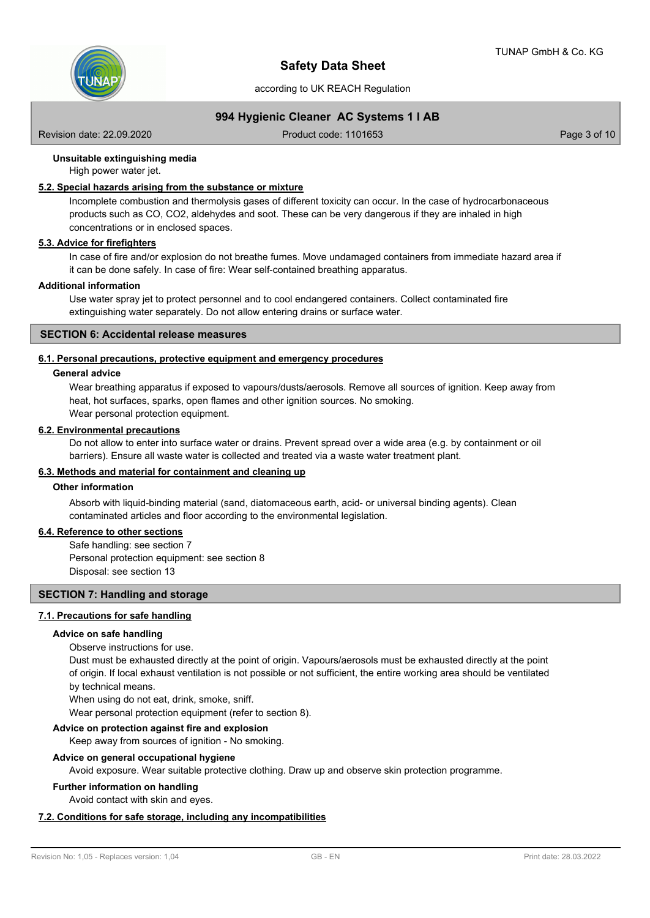**Unsuitable extinguishing media**

High power water jet.

**5.2. Special hazards arising from the substance or mixture**

Incomplete combustion and thermolysis gases of different toxicity can occur. In the case of hydrocarbonaceous products such as CO, $CO_2$, aldehydes and soot. These can be very dangerous if they are inhaled in high concentrations or in enclosed spaces.

**5.3. Advice for firefighters**

In case of fire and/or explosion do not breathe fumes. Move undamaged containers from immediate hazard area if it can be done safely. In case of fire: Wear self-contained breathing apparatus.

**Additional information**

Use water spray jet to protect personnel and to cool endangered containers. Collect contaminated fire extinguishing water separately. Do not allow entering drains or surface water.

## SECTION 6: Accidental release measures

**6.1. Personal precautions, protective equipment and emergency procedures**

**General advice**

Wear breathing apparatus if exposed to vapours/dusts/aerosols. Remove all sources of ignition. Keep away from heat, hot surfaces, sparks, open flames and other ignition sources. No smoking.
Wear personal protection equipment.

**6.2. Environmental precautions**

Do not allow to enter into surface water or drains. Prevent spread over a wide area (e.g. by containment or oil barriers). Ensure all waste water is collected and treated via a waste water treatment plant.

**6.3. Methods and material for containment and cleaning up**

**Other information**

Absorb with liquid-binding material (sand, diatomaceous earth, acid- or universal binding agents). Clean contaminated articles and floor according to the environmental legislation.

**6.4. Reference to other sections**

Safe handling: see section 7
Personal protection equipment: see section 8
Disposal: see section 13

## SECTION 7: Handling and storage

**7.1. Precautions for safe handling**

**Advice on safe handling**

Observe instructions for use.
Dust must be exhausted directly at the point of origin. Vapours/aerosols must be exhausted directly at the point of origin. If local exhaust ventilation is not possible or not sufficient, the entire working area should be ventilated by technical means.
When using do not eat, drink, smoke, sniff.
Wear personal protection equipment (refer to section 8).

**Advice on protection against fire and explosion**

Keep away from sources of ignition - No smoking.

**Advice on general occupational hygiene**

Avoid exposure. Wear suitable protective clothing. Draw up and observe skin protection programme.

**Further information on handling**

Avoid contact with skin and eyes.

**7.2. Conditions for safe storage, including any incompatibilities**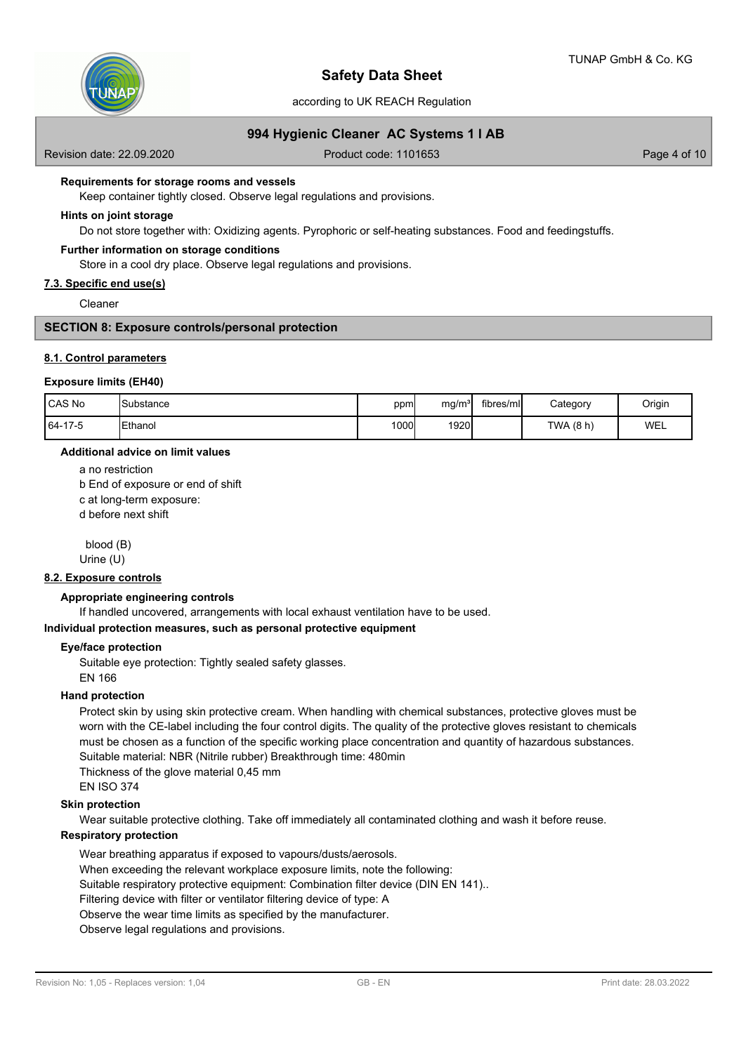**Requirements for storage rooms and vessels**

Keep container tightly closed. Observe legal regulations and provisions.

**Hints on joint storage**

Do not store together with: Oxidizing agents. Pyrophoric or self-heating substances. Food and feedingstuffs.

**Further information on storage conditions**

Store in a cool dry place. Observe legal regulations and provisions.

## 7.3. Specific end use(s)

Cleaner

# SECTION 8: Exposure controls/personal protection

## 8.1. Control parameters

**Exposure limits (EH40)**

| CAS No | Substance | ppm | mg/m³ | fibres/ml | Category | Origin |
|---|---|---|---|---|---|---|
| 64-17-5 | Ethanol | 1000 | 1920 | | TWA (8 h) | WEL |

**Additional advice on limit values**

a no restriction
b End of exposure or end of shift
c at long-term exposure:
d before next shift

blood (B)
Urine (U)

## 8.2. Exposure controls

**Appropriate engineering controls**

If handled uncovered, arrangements with local exhaust ventilation have to be used.

**Individual protection measures, such as personal protective equipment**

**Eye/face protection**

Suitable eye protection: Tightly sealed safety glasses.
EN 166

**Hand protection**

Protect skin by using skin protective cream. When handling with chemical substances, protective gloves must be worn with the CE-label including the four control digits. The quality of the protective gloves resistant to chemicals must be chosen as a function of the specific working place concentration and quantity of hazardous substances.
Suitable material: NBR (Nitrile rubber) Breakthrough time: 480min
Thickness of the glove material 0,45 mm
EN ISO 374

**Skin protection**

Wear suitable protective clothing. Take off immediately all contaminated clothing and wash it before reuse.

**Respiratory protection**

Wear breathing apparatus if exposed to vapours/dusts/aerosols.
When exceeding the relevant workplace exposure limits, note the following:
Suitable respiratory protective equipment: Combination filter device (DIN EN 141)..
Filtering device with filter or ventilator filtering device of type: A
Observe the wear time limits as specified by the manufacturer.
Observe legal regulations and provisions.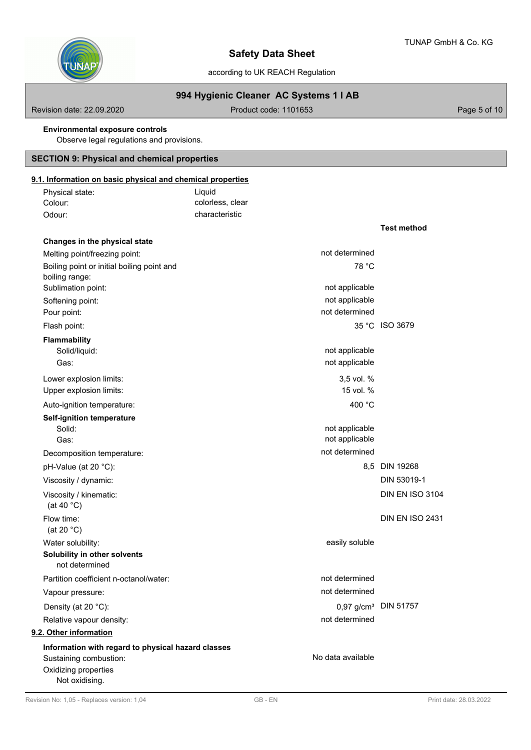**Environmental exposure controls**

Observe legal regulations and provisions.

## SECTION 9: Physical and chemical properties

### 9.1. Information on basic physical and chemical properties

| | |
|---|---|
| Physical state: | Liquid |
| Colour: | colorless, clear |
| Odour: | characteristic |

| | | Test method |
|---|---|---|
| **Changes in the physical state** | | |
| Melting point/freezing point: | not determined | |
| Boiling point or initial boiling point and boiling range: | 78 °C | |
| Sublimation point: | not applicable | |
| Softening point: | not applicable | |
| Pour point: | not determined | |
| Flash point: | 35 °C | ISO 3679 |
| **Flammability** | | |
| Solid/liquid: | not applicable | |
| Gas: | not applicable | |
| Lower explosion limits: | 3,5 vol. % | |
| Upper explosion limits: | 15 vol. % | |
| Auto-ignition temperature: | 400 °C | |
| **Self-ignition temperature** | | |
| Solid: | not applicable | |
| Gas: | not applicable | |
| Decomposition temperature: | not determined | |
| pH-Value (at 20 °C): | 8,5 | DIN 19268 |
| Viscosity / dynamic: | | DIN 53019-1 |
| Viscosity / kinematic: (at 40 °C) | | DIN EN ISO 3104 |
| Flow time: (at 20 °C) | | DIN EN ISO 2431 |
| Water solubility: | easily soluble | |
| **Solubility in other solvents** not determined | | |
| Partition coefficient n-octanol/water: | not determined | |
| Vapour pressure: | not determined | |
| Density (at 20 °C): | 0,97 g/cm³ | DIN 51757 |
| Relative vapour density: | not determined | |

### 9.2. Other information

**Information with regard to physical hazard classes**

Sustaining combustion: No data available

Oxidizing properties

Not oxidising.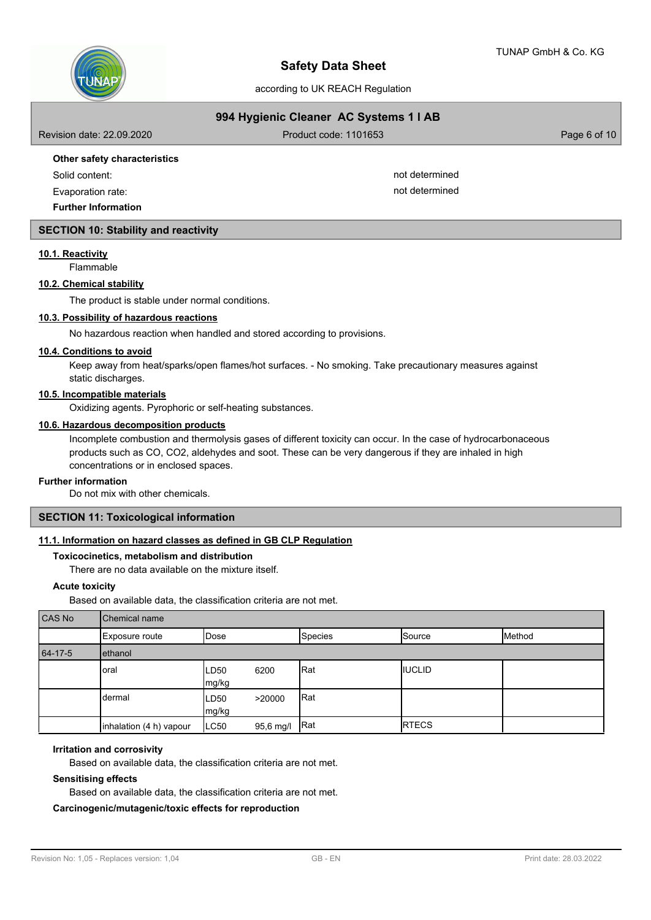**Other safety characteristics**

Solid content: not determined

Evaporation rate: not determined

**Further Information**

## SECTION 10: Stability and reactivity

### 10.1. Reactivity

Flammable

### 10.2. Chemical stability

The product is stable under normal conditions.

### 10.3. Possibility of hazardous reactions

No hazardous reaction when handled and stored according to provisions.

### 10.4. Conditions to avoid

Keep away from heat/sparks/open flames/hot surfaces. - No smoking. Take precautionary measures against static discharges.

### 10.5. Incompatible materials

Oxidizing agents. Pyrophoric or self-heating substances.

### 10.6. Hazardous decomposition products

Incomplete combustion and thermolysis gases of different toxicity can occur. In the case of hydrocarbonaceous products such as CO, $CO_2$, aldehydes and soot. These can be very dangerous if they are inhaled in high concentrations or in enclosed spaces.

**Further information**

Do not mix with other chemicals.

## SECTION 11: Toxicological information

### 11.1. Information on hazard classes as defined in GB CLP Regulation

**Toxicocinetics, metabolism and distribution**

There are no data available on the mixture itself.

**Acute toxicity**

Based on available data, the classification criteria are not met.

| CAS No | Chemical name | | | | | |
|---|---|---|---|---|---|---|
| | Exposure route | Dose | | Species | Source | Method |
| 64-17-5 | ethanol | | | | | |
| | oral | LD50 mg/kg | 6200 | Rat | IUCLID | |
| | dermal | LD50 mg/kg | >20000 | Rat | | |
| | inhalation (4 h) vapour | LC50 | 95,6 mg/l | Rat | RTECS | |

**Irritation and corrosivity**

Based on available data, the classification criteria are not met.

**Sensitising effects**

Based on available data, the classification criteria are not met.

**Carcinogenic/mutagenic/toxic effects for reproduction**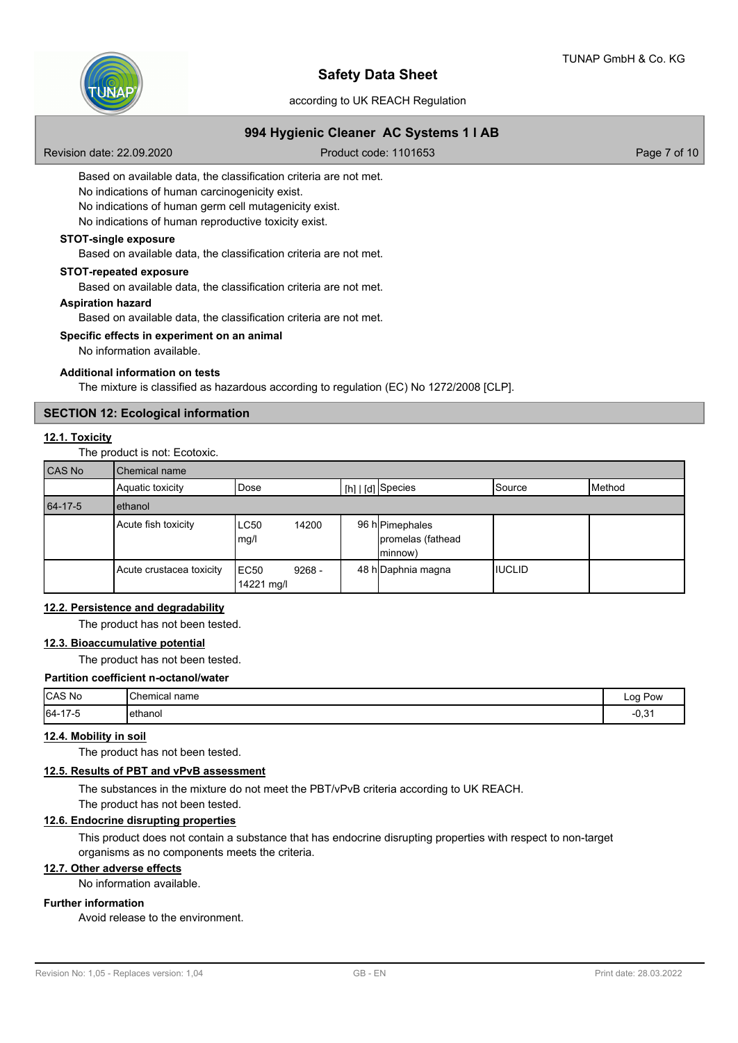Based on available data, the classification criteria are not met.
No indications of human carcinogenicity exist.
No indications of human germ cell mutagenicity exist.
No indications of human reproductive toxicity exist.

**STOT-single exposure**

Based on available data, the classification criteria are not met.

**STOT-repeated exposure**

Based on available data, the classification criteria are not met.

**Aspiration hazard**

Based on available data, the classification criteria are not met.

**Specific effects in experiment on an animal**

No information available.

**Additional information on tests**

The mixture is classified as hazardous according to regulation (EC) No 1272/2008 [CLP].

## SECTION 12: Ecological information

### 12.1. Toxicity

The product is not: Ecotoxic.

| CAS No | Chemical name | | | | | |
|---|---|---|---|---|---|---|
| | Aquatic toxicity | Dose | [h] \| [d] | Species | Source | Method |
| 64-17-5 | ethanol | | | | | |
| | Acute fish toxicity | LC50 14200 mg/l | 96 h | Pimephales promelas (fathead minnow) | | |
| | Acute crustacea toxicity | EC50 9268 - 14221 mg/l | 48 h | Daphnia magna | IUCLID | |

### 12.2. Persistence and degradability

The product has not been tested.

### 12.3. Bioaccumulative potential

The product has not been tested.

**Partition coefficient n-octanol/water**

| CAS No | Chemical name | Log Pow |
|---|---|---|
| 64-17-5 | ethanol | -0,31 |

### 12.4. Mobility in soil

The product has not been tested.

### 12.5. Results of PBT and vPvB assessment

The substances in the mixture do not meet the PBT/vPvB criteria according to UK REACH.
The product has not been tested.

### 12.6. Endocrine disrupting properties

This product does not contain a substance that has endocrine disrupting properties with respect to non-target organisms as no components meets the criteria.

### 12.7. Other adverse effects

No information available.

**Further information**

Avoid release to the environment.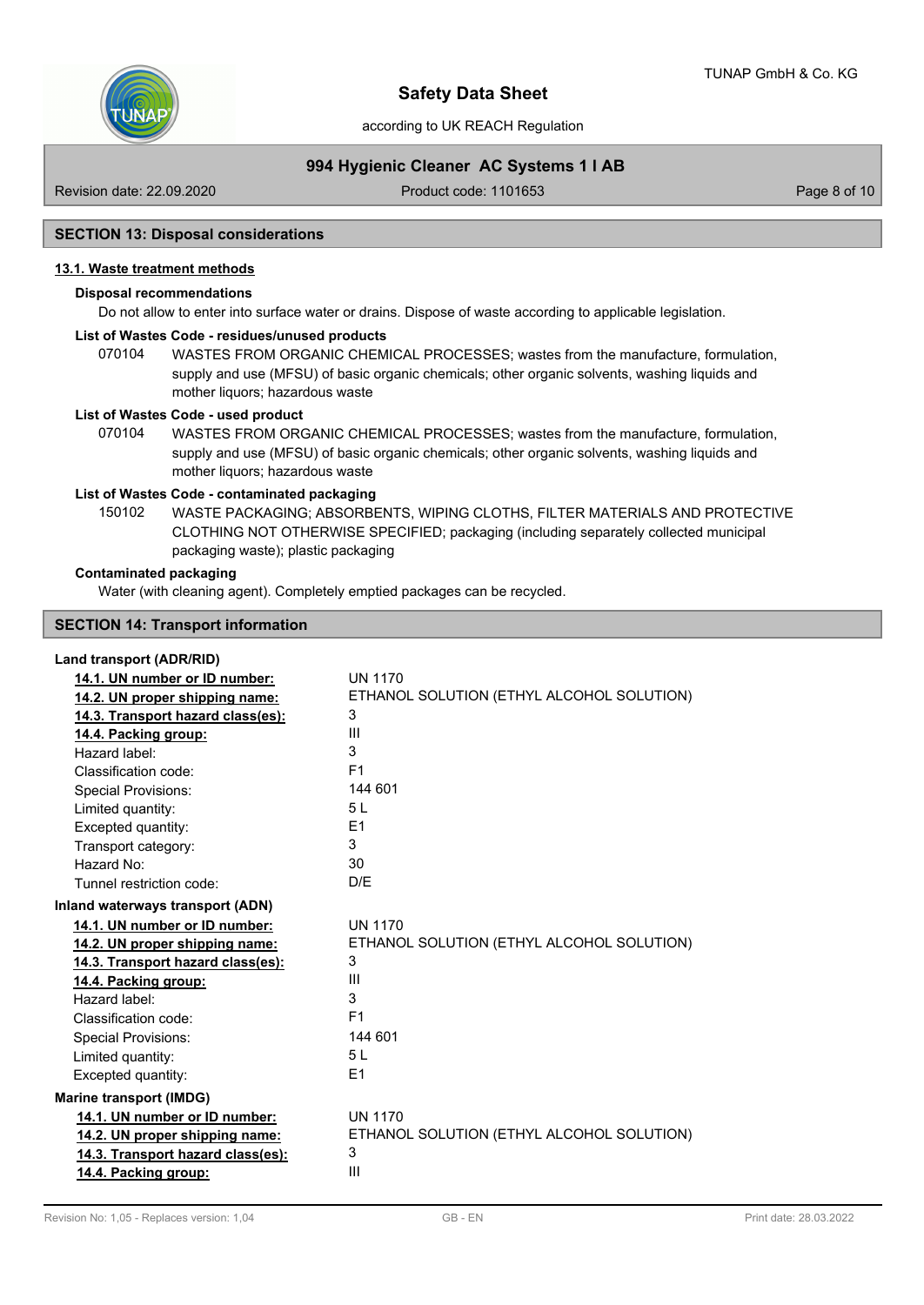## SECTION 13: Disposal considerations

### 13.1. Waste treatment methods

**Disposal recommendations**

Do not allow to enter into surface water or drains. Dispose of waste according to applicable legislation.

**List of Wastes Code - residues/unused products**

070104 WASTES FROM ORGANIC CHEMICAL PROCESSES; wastes from the manufacture, formulation, supply and use (MFSU) of basic organic chemicals; other organic solvents, washing liquids and mother liquors; hazardous waste

**List of Wastes Code - used product**

070104 WASTES FROM ORGANIC CHEMICAL PROCESSES; wastes from the manufacture, formulation, supply and use (MFSU) of basic organic chemicals; other organic solvents, washing liquids and mother liquors; hazardous waste

**List of Wastes Code - contaminated packaging**

150102 WASTE PACKAGING; ABSORBENTS, WIPING CLOTHS, FILTER MATERIALS AND PROTECTIVE CLOTHING NOT OTHERWISE SPECIFIED; packaging (including separately collected municipal packaging waste); plastic packaging

**Contaminated packaging**

Water (with cleaning agent). Completely emptied packages can be recycled.

## SECTION 14: Transport information

**Land transport (ADR/RID)**

| | |
|---|---|
| **14.1. UN number or ID number:** | UN 1170 |
| **14.2. UN proper shipping name:** | ETHANOL SOLUTION (ETHYL ALCOHOL SOLUTION) |
| **14.3. Transport hazard class(es):** | 3 |
| **14.4. Packing group:** | III |
| Hazard label: | 3 |
| Classification code: | F1 |
| Special Provisions: | 144 601 |
| Limited quantity: | 5 L |
| Excepted quantity: | E1 |
| Transport category: | 3 |
| Hazard No: | 30 |
| Tunnel restriction code: | D/E |

**Inland waterways transport (ADN)**

| | |
|---|---|
| **14.1. UN number or ID number:** | UN 1170 |
| **14.2. UN proper shipping name:** | ETHANOL SOLUTION (ETHYL ALCOHOL SOLUTION) |
| **14.3. Transport hazard class(es):** | 3 |
| **14.4. Packing group:** | III |
| Hazard label: | 3 |
| Classification code: | F1 |
| Special Provisions: | 144 601 |
| Limited quantity: | 5 L |
| Excepted quantity: | E1 |

**Marine transport (IMDG)**

| | |
|---|---|
| **14.1. UN number or ID number:** | UN 1170 |
| **14.2. UN proper shipping name:** | ETHANOL SOLUTION (ETHYL ALCOHOL SOLUTION) |
| **14.3. Transport hazard class(es):** | 3 |
| **14.4. Packing group:** | III |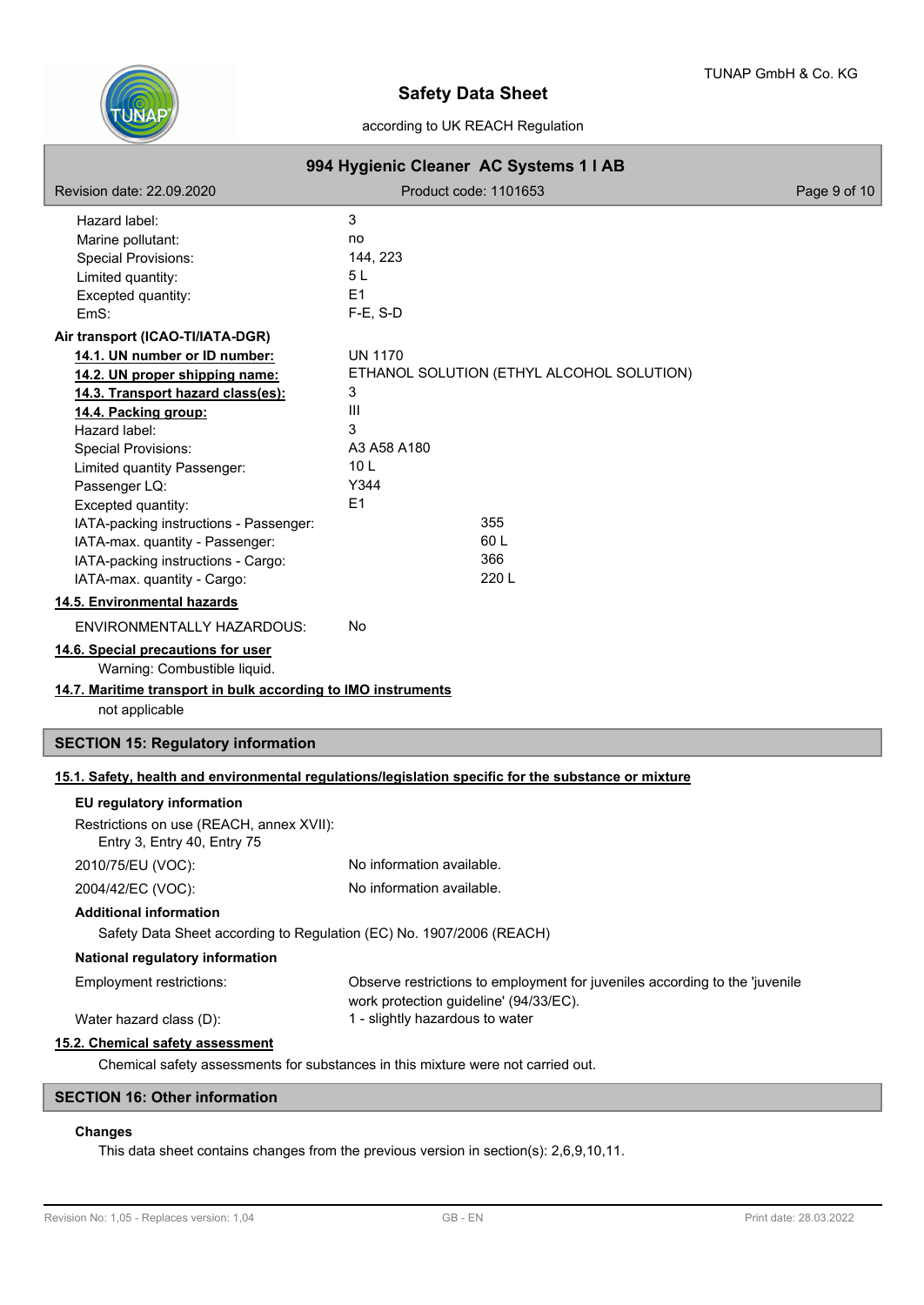| | |
|---|---|
| Hazard label: | 3 |
| Marine pollutant: | no |
| Special Provisions: | 144, 223 |
| Limited quantity: | 5 L |
| Excepted quantity: | E1 |
| EmS: | F-E, S-D |

**Air transport (ICAO-TI/IATA-DGR)**

| | |
|---|---|
| **14.1. UN number or ID number:** | UN 1170 |
| **14.2. UN proper shipping name:** | ETHANOL SOLUTION (ETHYL ALCOHOL SOLUTION) |
| **14.3. Transport hazard class(es):** | 3 |
| **14.4. Packing group:** | III |
| Hazard label: | 3 |
| Special Provisions: | A3 A58 A180 |
| Limited quantity Passenger: | 10 L |
| Passenger LQ: | Y344 |
| Excepted quantity: | E1 |
| IATA-packing instructions - Passenger: | 355 |
| IATA-max. quantity - Passenger: | 60 L |
| IATA-packing instructions - Cargo: | 366 |
| IATA-max. quantity - Cargo: | 220 L |

**14.5. Environmental hazards**

ENVIRONMENTALLY HAZARDOUS: No

**14.6. Special precautions for user**

Warning: Combustible liquid.

**14.7. Maritime transport in bulk according to IMO instruments**

not applicable

## SECTION 15: Regulatory information

**15.1. Safety, health and environmental regulations/legislation specific for the substance or mixture**

**EU regulatory information**

Restrictions on use (REACH, annex XVII):
Entry 3, Entry 40, Entry 75

| | |
|---|---|
| 2010/75/EU (VOC): | No information available. |
| 2004/42/EC (VOC): | No information available. |

**Additional information**

Safety Data Sheet according to Regulation (EC) No. 1907/2006 (REACH)

**National regulatory information**

| | |
|---|---|
| Employment restrictions: | Observe restrictions to employment for juveniles according to the 'juvenile work protection guideline' (94/33/EC). |
| Water hazard class (D): | 1 - slightly hazardous to water |

**15.2. Chemical safety assessment**

Chemical safety assessments for substances in this mixture were not carried out.

## SECTION 16: Other information

**Changes**

This data sheet contains changes from the previous version in section(s): 2,6,9,10,11.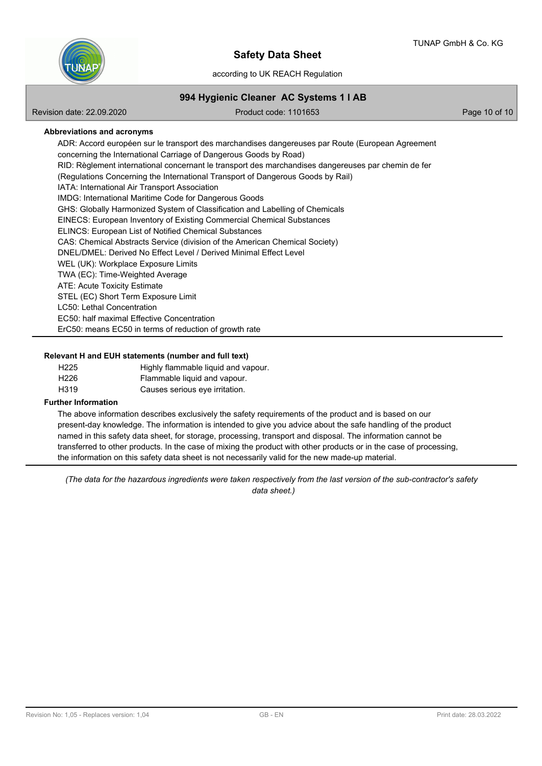**Abbreviations and acronyms**

ADR: Accord européen sur le transport des marchandises dangereuses par Route (European Agreement concerning the International Carriage of Dangerous Goods by Road)
RID: Règlement international concernant le transport des marchandises dangereuses par chemin de fer (Regulations Concerning the International Transport of Dangerous Goods by Rail)
IATA: International Air Transport Association
IMDG: International Maritime Code for Dangerous Goods
GHS: Globally Harmonized System of Classification and Labelling of Chemicals
EINECS: European Inventory of Existing Commercial Chemical Substances
ELINCS: European List of Notified Chemical Substances
CAS: Chemical Abstracts Service (division of the American Chemical Society)
DNEL/DMEL: Derived No Effect Level / Derived Minimal Effect Level
WEL (UK): Workplace Exposure Limits
TWA (EC): Time-Weighted Average
ATE: Acute Toxicity Estimate
STEL (EC) Short Term Exposure Limit
LC50: Lethal Concentration
EC50: half maximal Effective Concentration
ErC50: means EC50 in terms of reduction of growth rate

**Relevant H and EUH statements (number and full text)**

| | |
|---|---|
| H225 | Highly flammable liquid and vapour. |
| H226 | Flammable liquid and vapour. |
| H319 | Causes serious eye irritation. |

**Further Information**

The above information describes exclusively the safety requirements of the product and is based on our present-day knowledge. The information is intended to give you advice about the safe handling of the product named in this safety data sheet, for storage, processing, transport and disposal. The information cannot be transferred to other products. In the case of mixing the product with other products or in the case of processing, the information on this safety data sheet is not necessarily valid for the new made-up material.

*(The data for the hazardous ingredients were taken respectively from the last version of the sub-contractor's safety data sheet.)*